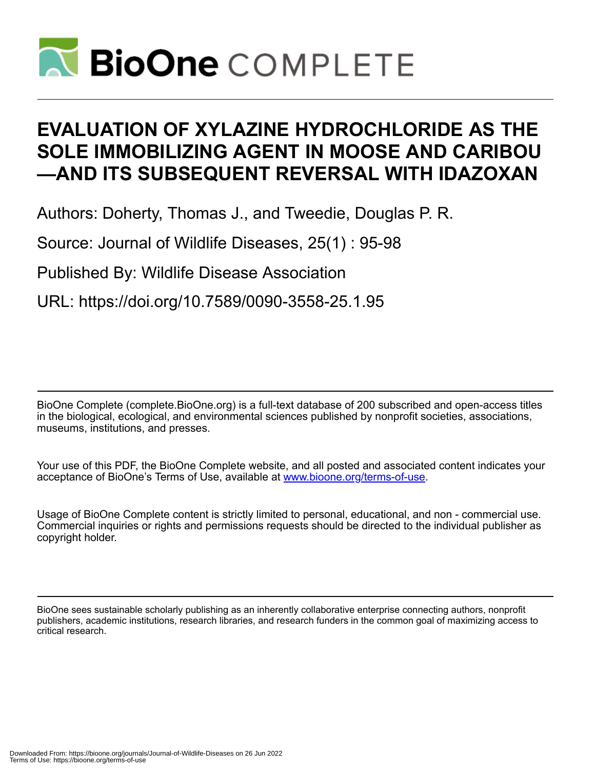# EVALUATION OF XYLAZINE HYDROCHLORIDE AS THE SOLE IMMOBILIZING AGENT IN MOOSE AND CARIBOU —AND ITS SUBSEQUENT REVERSAL WITH IDAZOXAN

Authors: Doherty, Thomas J., and Tweedie, Douglas P. R.

Source: Journal of Wildlife Diseases, 25(1) : 95-98

Published By: Wildlife Disease Association

URL: https://doi.org/10.7589/0090-3558-25.1.95

BioOne Complete (complete.BioOne.org) is a full-text database of 200 subscribed and open-access titles in the biological, ecological, and environmental sciences published by nonprofit societies, associations, museums, institutions, and presses.

Your use of this PDF, the BioOne Complete website, and all posted and associated content indicates your acceptance of BioOne's Terms of Use, available at www.bioone.org/terms-of-use.

Usage of BioOne Complete content is strictly limited to personal, educational, and non - commercial use. Commercial inquiries or rights and permissions requests should be directed to the individual publisher as copyright holder.

BioOne sees sustainable scholarly publishing as an inherently collaborative enterprise connecting authors, nonprofit publishers, academic institutions, research libraries, and research funders in the common goal of maximizing access to critical research.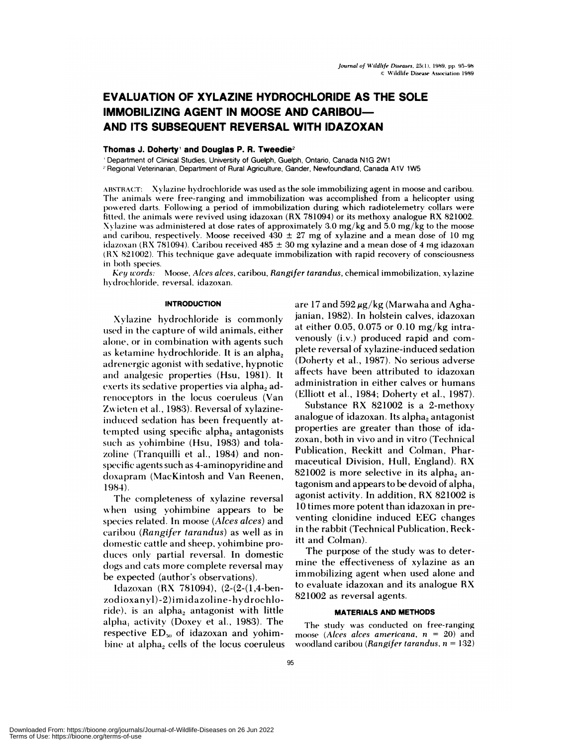# EVALUATION OF XYLAZINE HYDROCHLORIDE AS THE SOLE IMMOBILIZING AGENT IN MOOSE AND CARIBOU— AND ITS SUBSEQUENT REVERSAL WITH IDAZOXAN

**Thomas J. Doherty**[1] **and Douglas P. R. Tweedie**[2]

[1] Department of Clinical Studies, University of Guelph, Guelph, Ontario, Canada N1G 2W1

[2] Regional Veterinarian, Department of Rural Agriculture, Gander, Newfoundland, Canada A1V 1W5

ABSTRACT: Xylazine hydrochloride was used as the sole immobilizing agent in moose and caribou. The animals were free-ranging and immobilization was accomplished from a helicopter using powered darts. Following a period of immobilization during which radiotelemetry collars were fitted, the animals were revived using idazoxan (RX 781094) or its methoxy analogue RX 821002. Xylazine was administered at dose rates of approximately 3.0 mg/kg and 5.0 mg/kg to the moose and caribou, respectively. Moose received 430 ± 27 mg of xylazine and a mean dose of 10 mg idazoxan (RX 781094). Caribou received 485 ± 30 mg xylazine and a mean dose of 4 mg idazoxan (RX 821002). This technique gave adequate immobilization with rapid recovery of consciousness in both species.

*Key words:* Moose, *Alces alces*, caribou, *Rangifer tarandus*, chemical immobilization, xylazine hydrochloride, reversal, idazoxan.

## INTRODUCTION

Xylazine hydrochloride is commonly used in the capture of wild animals, either alone, or in combination with agents such as ketamine hydrochloride. It is an $alpha_2$ adrenergic agonist with sedative, hypnotic and analgesic properties (Hsu, 1981). It exerts its sedative properties via $alpha_2$ adrenoceptors in the locus coeruleus (Van Zwieten et al., 1983). Reversal of xylazine-induced sedation has been frequently attempted using specific $alpha_2$ antagonists such as yohimbine (Hsu, 1983) and tolazoline (Tranquilli et al., 1984) and non-specific agents such as 4-aminopyridine and doxapram (MacKintosh and Van Reenen, 1984).

The completeness of xylazine reversal when using yohimbine appears to be species related. In moose (*Alces alces*) and caribou (*Rangifer tarandus*) as well as in domestic cattle and sheep, yohimbine produces only partial reversal. In domestic dogs and cats more complete reversal may be expected (author's observations).

Idazoxan (RX 781094), (2-(2-(1,4-benzodioxanyl)-2)imidazoline-hydrochloride), is an $alpha_2$ antagonist with little $alpha_1$ activity (Doxey et al., 1983). The respective $ED_{50}$ of idazoxan and yohimbine at $alpha_2$ cells of the locus coeruleus are 17 and 592 μg/kg (Marwaha and Aghajanian, 1982). In holstein calves, idazoxan at either 0.05, 0.075 or 0.10 mg/kg intravenously (i.v.) produced rapid and complete reversal of xylazine-induced sedation (Doherty et al., 1987). No serious adverse affects have been attributed to idazoxan administration in either calves or humans (Elliott et al., 1984; Doherty et al., 1987).

Substance RX 821002 is a 2-methoxy analogue of idazoxan. Its $alpha_2$ antagonist properties are greater than those of idazoxan, both in vivo and in vitro (Technical Publication, Reckitt and Colman, Pharmaceutical Division, Hull, England). RX 821002 is more selective in its $alpha_2$ antagonism and appears to be devoid of $alpha_1$ agonist activity. In addition, RX 821002 is 10 times more potent than idazoxan in preventing clonidine induced EEG changes in the rabbit (Technical Publication, Reckitt and Colman).

The purpose of the study was to determine the effectiveness of xylazine as an immobilizing agent when used alone and to evaluate idazoxan and its analogue RX 821002 as reversal agents.

## MATERIALS AND METHODS

The study was conducted on free-ranging moose (*Alces alces americana*, $n = 20$) and woodland caribou (*Rangifer tarandus*, $n = 132$)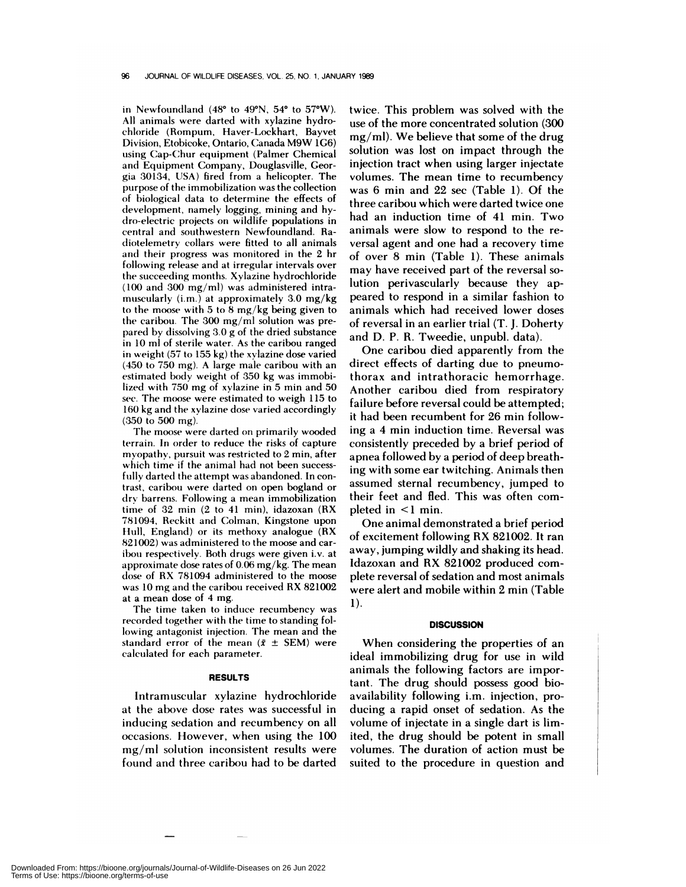in Newfoundland (48° to 49°N, 54° to 57°W). All animals were darted with xylazine hydrochloride (Rompum, Haver-Lockhart, Bayvet Division, Etobicoke, Ontario, Canada M9W 1G6) using Cap-Chur equipment (Palmer Chemical and Equipment Company, Douglasville, Georgia 30134, USA) fired from a helicopter. The purpose of the immobilization was the collection of biological data to determine the effects of development, namely logging, mining and hydro-electric projects on wildlife populations in central and southwestern Newfoundland. Radiotelemetry collars were fitted to all animals and their progress was monitored in the 2 hr following release and at irregular intervals over the succeeding months. Xylazine hydrochloride (100 and 300 mg/ml) was administered intramuscularly (i.m.) at approximately 3.0 mg/kg to the moose with 5 to 8 mg/kg being given to the caribou. The 300 mg/ml solution was prepared by dissolving 3.0 g of the dried substance in 10 ml of sterile water. As the caribou ranged in weight (57 to 155 kg) the xylazine dose varied (450 to 750 mg). A large male caribou with an estimated body weight of 350 kg was immobilized with 750 mg of xylazine in 5 min and 50 sec. The moose were estimated to weigh 115 to 160 kg and the xylazine dose varied accordingly (350 to 500 mg).

The moose were darted on primarily wooded terrain. In order to reduce the risks of capture myopathy, pursuit was restricted to 2 min, after which time if the animal had not been successfully darted the attempt was abandoned. In contrast, caribou were darted on open bogland or dry barrens. Following a mean immobilization time of 32 min (2 to 41 min), idazoxan (RX 781094, Reckitt and Colman, Kingstone upon Hull, England) or its methoxy analogue (RX 821002) was administered to the moose and caribou respectively. Both drugs were given i.v. at approximate dose rates of 0.06 mg/kg. The mean dose of RX 781094 administered to the moose was 10 mg and the caribou received RX 821002 at a mean dose of 4 mg.

The time taken to induce recumbency was recorded together with the time to standing following antagonist injection. The mean and the standard error of the mean ($\bar{x} \pm$ SEM) were calculated for each parameter.

## RESULTS

Intramuscular xylazine hydrochloride at the above dose rates was successful in inducing sedation and recumbency on all occasions. However, when using the 100 mg/ml solution inconsistent results were found and three caribou had to be darted twice. This problem was solved with the use of the more concentrated solution (300 mg/ml). We believe that some of the drug solution was lost on impact through the injection tract when using larger injectate volumes. The mean time to recumbency was 6 min and 22 sec (Table 1). Of the three caribou which were darted twice one had an induction time of 41 min. Two animals were slow to respond to the reversal agent and one had a recovery time of over 8 min (Table 1). These animals may have received part of the reversal solution perivascularly because they appeared to respond in a similar fashion to animals which had received lower doses of reversal in an earlier trial (T. J. Doherty and D. P. R. Tweedie, unpubl. data).

One caribou died apparently from the direct effects of darting due to pneumothorax and intrathoracic hemorrhage. Another caribou died from respiratory failure before reversal could be attempted; it had been recumbent for 26 min following a 4 min induction time. Reversal was consistently preceded by a brief period of apnea followed by a period of deep breathing with some ear twitching. Animals then assumed sternal recumbency, jumped to their feet and fled. This was often completed in <1 min.

One animal demonstrated a brief period of excitement following RX 821002. It ran away, jumping wildly and shaking its head. Idazoxan and RX 821002 produced complete reversal of sedation and most animals were alert and mobile within 2 min (Table 1).

## DISCUSSION

When considering the properties of an ideal immobilizing drug for use in wild animals the following factors are important. The drug should possess good bioavailability following i.m. injection, producing a rapid onset of sedation. As the volume of injectate in a single dart is limited, the drug should be potent in small volumes. The duration of action must be suited to the procedure in question and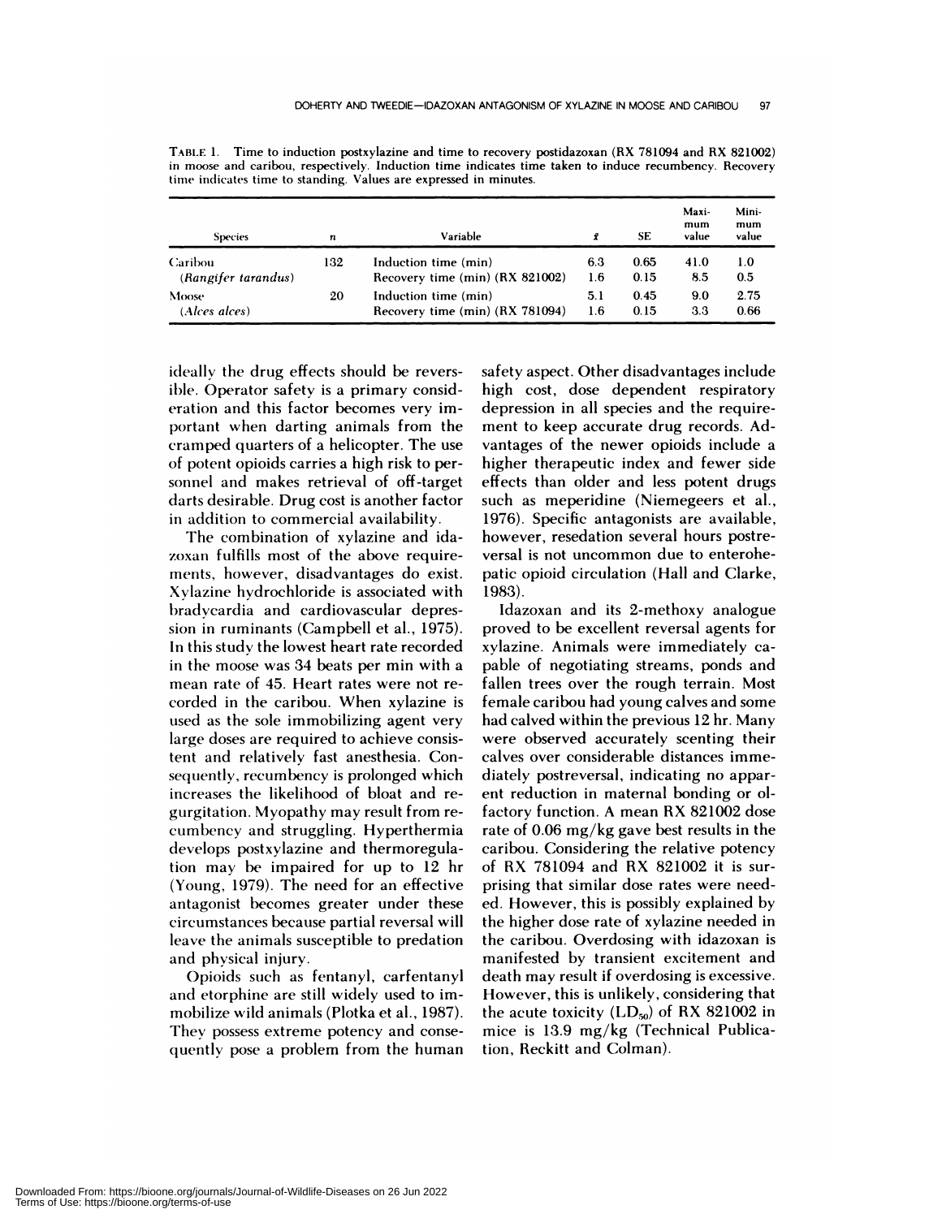TABLE 1. Time to induction postxylazine and time to recovery postidazoxan (RX 781094 and RX 821002) in moose and caribou, respectively. Induction time indicates time taken to induce recumbency. Recovery time indicates time to standing. Values are expressed in minutes.

| Species | $n$ | Variable | $\bar{x}$ | SE | Maximum value | Minimum value |
|---|---|---|---|---|---|---|
| Caribou (*Rangifer tarandus*) | 132 | Induction time (min) | 6.3 | 0.65 | 41.0 | 1.0 |
| | | Recovery time (min) (RX 821002) | 1.6 | 0.15 | 8.5 | 0.5 |
| Moose (*Alces alces*) | 20 | Induction time (min) | 5.1 | 0.45 | 9.0 | 2.75 |
| | | Recovery time (min) (RX 781094) | 1.6 | 0.15 | 3.3 | 0.66 |

ideally the drug effects should be reversible. Operator safety is a primary consideration and this factor becomes very important when darting animals from the cramped quarters of a helicopter. The use of potent opioids carries a high risk to personnel and makes retrieval of off-target darts desirable. Drug cost is another factor in addition to commercial availability.

The combination of xylazine and idazoxan fulfills most of the above requirements, however, disadvantages do exist. Xylazine hydrochloride is associated with bradycardia and cardiovascular depression in ruminants (Campbell et al., 1975). In this study the lowest heart rate recorded in the moose was 34 beats per min with a mean rate of 45. Heart rates were not recorded in the caribou. When xylazine is used as the sole immobilizing agent very large doses are required to achieve consistent and relatively fast anesthesia. Consequently, recumbency is prolonged which increases the likelihood of bloat and regurgitation. Myopathy may result from recumbency and struggling. Hyperthermia develops postxylazine and thermoregulation may be impaired for up to 12 hr (Young, 1979). The need for an effective antagonist becomes greater under these circumstances because partial reversal will leave the animals susceptible to predation and physical injury.

Opioids such as fentanyl, carfentanyl and etorphine are still widely used to immobilize wild animals (Plotka et al., 1987). They possess extreme potency and consequently pose a problem from the human safety aspect. Other disadvantages include high cost, dose dependent respiratory depression in all species and the requirement to keep accurate drug records. Advantages of the newer opioids include a higher therapeutic index and fewer side effects than older and less potent drugs such as meperidine (Niemegeers et al., 1976). Specific antagonists are available, however, resedation several hours postreversal is not uncommon due to enterohepatic opioid circulation (Hall and Clarke, 1983).

Idazoxan and its 2-methoxy analogue proved to be excellent reversal agents for xylazine. Animals were immediately capable of negotiating streams, ponds and fallen trees over the rough terrain. Most female caribou had young calves and some had calved within the previous 12 hr. Many were observed accurately scenting their calves over considerable distances immediately postreversal, indicating no apparent reduction in maternal bonding or olfactory function. A mean RX 821002 dose rate of 0.06 mg/kg gave best results in the caribou. Considering the relative potency of RX 781094 and RX 821002 it is surprising that similar dose rates were needed. However, this is possibly explained by the higher dose rate of xylazine needed in the caribou. Overdosing with idazoxan is manifested by transient excitement and death may result if overdosing is excessive. However, this is unlikely, considering that the acute toxicity ($LD_{50}$) of RX 821002 in mice is 13.9 mg/kg (Technical Publication, Reckitt and Colman).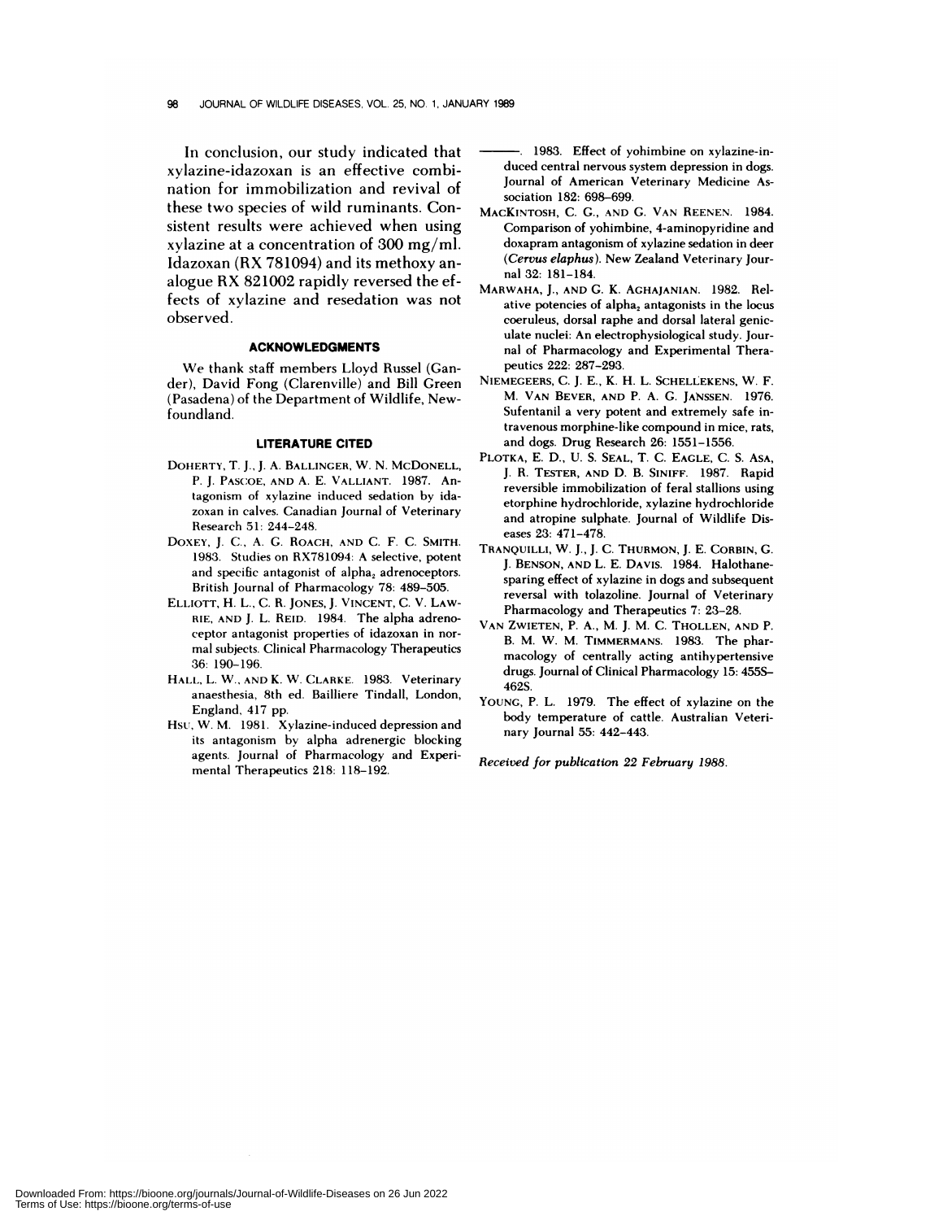In conclusion, our study indicated that xylazine-idazoxan is an effective combination for immobilization and revival of these two species of wild ruminants. Consistent results were achieved when using xylazine at a concentration of 300 mg/ml. Idazoxan (RX 781094) and its methoxy analogue RX 821002 rapidly reversed the effects of xylazine and resedation was not observed.

## ACKNOWLEDGMENTS

We thank staff members Lloyd Russel (Gander), David Fong (Clarenville) and Bill Green (Pasadena) of the Department of Wildlife, Newfoundland.

## LITERATURE CITED

DOHERTY, T. J., J. A. BALLINGER, W. N. MCDONELL, P. J. PASCOE, AND A. E. VALLIANT. 1987. Antagonism of xylazine induced sedation by idazoxan in calves. Canadian Journal of Veterinary Research 51: 244–248.

DOXEY, J. C., A. G. ROACH, AND C. F. C. SMITH. 1983. Studies on RX781094: A selective, potent and specific antagonist of $alpha_2$ adrenoceptors. British Journal of Pharmacology 78: 489–505.

ELLIOTT, H. L., C. R. JONES, J. VINCENT, C. V. LAWRIE, AND J. L. REID. 1984. The alpha adrenoceptor antagonist properties of idazoxan in normal subjects. Clinical Pharmacology Therapeutics 36: 190–196.

HALL, L. W., AND K. W. CLARKE. 1983. Veterinary anaesthesia, 8th ed. Bailliere Tindall, London, England, 417 pp.

HSU, W. M. 1981. Xylazine-induced depression and its antagonism by alpha adrenergic blocking agents. Journal of Pharmacology and Experimental Therapeutics 218: 118–192.

———. 1983. Effect of yohimbine on xylazine-induced central nervous system depression in dogs. Journal of American Veterinary Medicine Association 182: 698–699.

MACKINTOSH, C. G., AND G. VAN REENEN. 1984. Comparison of yohimbine, 4-aminopyridine and doxapram antagonism of xylazine sedation in deer (*Cervus elaphus*). New Zealand Veterinary Journal 32: 181–184.

MARWAHA, J., AND G. K. AGHAJANIAN. 1982. Relative potencies of $alpha_2$ antagonists in the locus coeruleus, dorsal raphe and dorsal lateral geniculate nuclei: An electrophysiological study. Journal of Pharmacology and Experimental Therapeutics 222: 287–293.

NIEMEGEERS, C. J. E., K. H. L. SCHELLEKENS, W. F. M. VAN BEVER, AND P. A. G. JANSSEN. 1976. Sufentanil a very potent and extremely safe intravenous morphine-like compound in mice, rats, and dogs. Drug Research 26: 1551–1556.

PLOTKA, E. D., U. S. SEAL, T. C. EAGLE, C. S. ASA, J. R. TESTER, AND D. B. SINIFF. 1987. Rapid reversible immobilization of feral stallions using etorphine hydrochloride, xylazine hydrochloride and atropine sulphate. Journal of Wildlife Diseases 23: 471–478.

TRANQUILLI, W. J., J. C. THURMON, J. E. CORBIN, G. J. BENSON, AND L. E. DAVIS. 1984. Halothane-sparing effect of xylazine in dogs and subsequent reversal with tolazoline. Journal of Veterinary Pharmacology and Therapeutics 7: 23–28.

VAN ZWIETEN, P. A., M. J. M. C. THOLLEN, AND P. B. M. W. M. TIMMERMANS. 1983. The pharmacology of centrally acting antihypertensive drugs. Journal of Clinical Pharmacology 15: 455S–462S.

YOUNG, P. L. 1979. The effect of xylazine on the body temperature of cattle. Australian Veterinary Journal 55: 442–443.

*Received for publication 22 February 1988.*